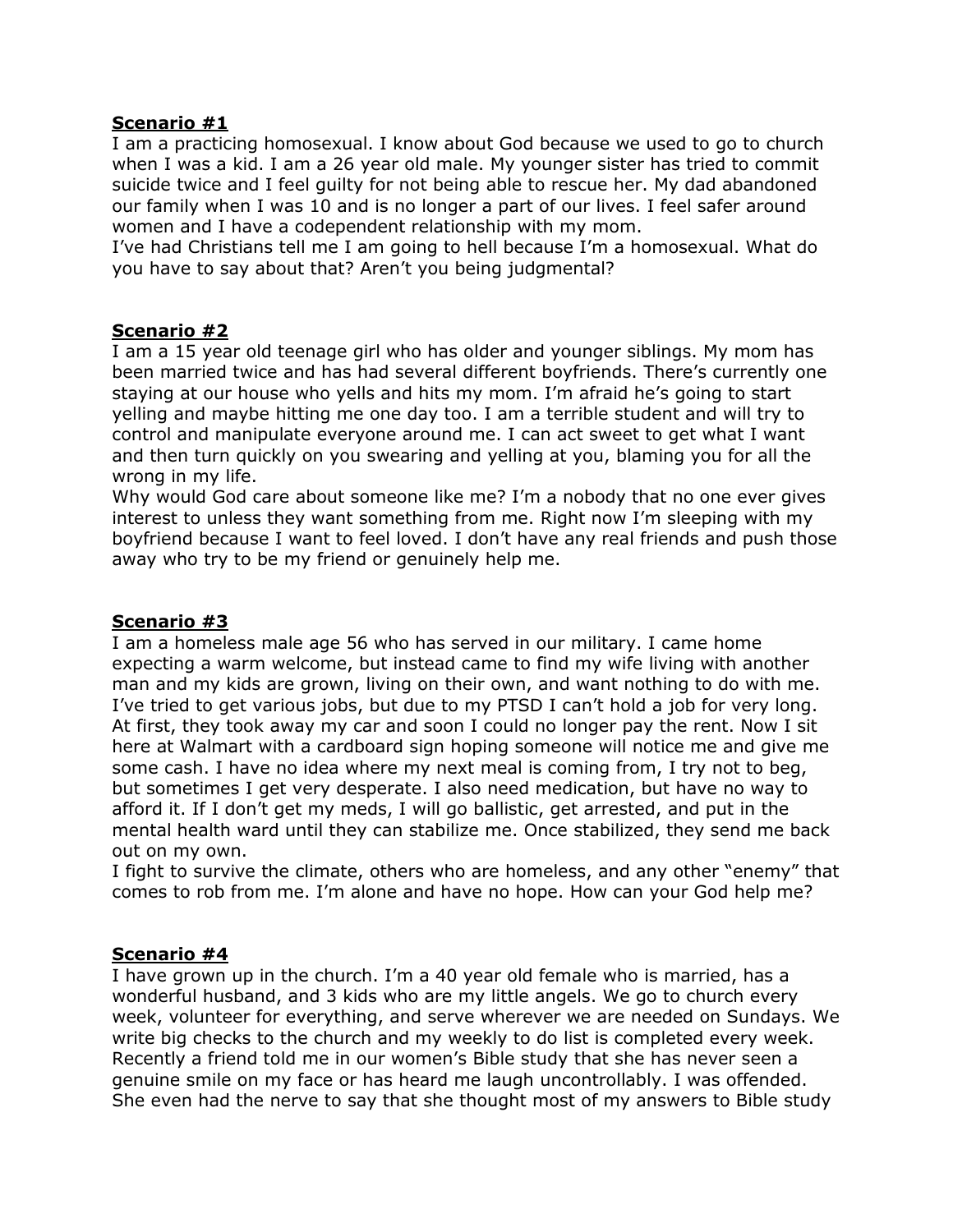**Scenario #1**

I am a practicing homosexual. I know about God because we used to go to church when I was a kid. I am a 26 year old male. My younger sister has tried to commit suicide twice and I feel guilty for not being able to rescue her. My dad abandoned our family when I was 10 and is no longer a part of our lives. I feel safer around women and I have a codependent relationship with my mom.
I've had Christians tell me I am going to hell because I'm a homosexual. What do you have to say about that? Aren't you being judgmental?

**Scenario #2**

I am a 15 year old teenage girl who has older and younger siblings. My mom has been married twice and has had several different boyfriends. There's currently one staying at our house who yells and hits my mom. I'm afraid he's going to start yelling and maybe hitting me one day too. I am a terrible student and will try to control and manipulate everyone around me. I can act sweet to get what I want and then turn quickly on you swearing and yelling at you, blaming you for all the wrong in my life.
Why would God care about someone like me? I'm a nobody that no one ever gives interest to unless they want something from me. Right now I'm sleeping with my boyfriend because I want to feel loved. I don't have any real friends and push those away who try to be my friend or genuinely help me.

**Scenario #3**

I am a homeless male age 56 who has served in our military. I came home expecting a warm welcome, but instead came to find my wife living with another man and my kids are grown, living on their own, and want nothing to do with me. I've tried to get various jobs, but due to my PTSD I can't hold a job for very long. At first, they took away my car and soon I could no longer pay the rent. Now I sit here at Walmart with a cardboard sign hoping someone will notice me and give me some cash. I have no idea where my next meal is coming from, I try not to beg, but sometimes I get very desperate. I also need medication, but have no way to afford it. If I don't get my meds, I will go ballistic, get arrested, and put in the mental health ward until they can stabilize me. Once stabilized, they send me back out on my own.
I fight to survive the climate, others who are homeless, and any other "enemy" that comes to rob from me. I'm alone and have no hope. How can your God help me?

**Scenario #4**

I have grown up in the church. I'm a 40 year old female who is married, has a wonderful husband, and 3 kids who are my little angels. We go to church every week, volunteer for everything, and serve wherever we are needed on Sundays. We write big checks to the church and my weekly to do list is completed every week. Recently a friend told me in our women's Bible study that she has never seen a genuine smile on my face or has heard me laugh uncontrollably. I was offended. She even had the nerve to say that she thought most of my answers to Bible study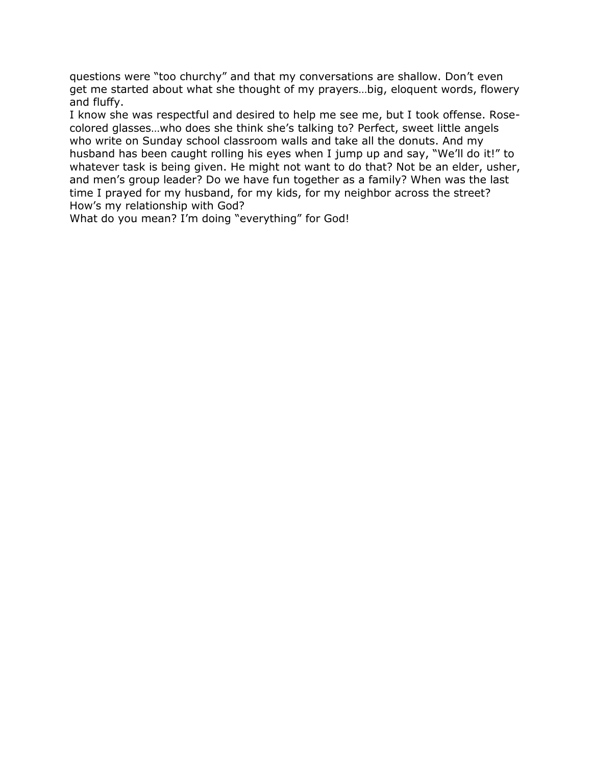questions were “too churchy” and that my conversations are shallow. Don’t even get me started about what she thought of my prayers…big, eloquent words, flowery and fluffy.

I know she was respectful and desired to help me see me, but I took offense. Rose-colored glasses…who does she think she’s talking to? Perfect, sweet little angels who write on Sunday school classroom walls and take all the donuts. And my husband has been caught rolling his eyes when I jump up and say, “We’ll do it!” to whatever task is being given. He might not want to do that? Not be an elder, usher, and men’s group leader? Do we have fun together as a family? When was the last time I prayed for my husband, for my kids, for my neighbor across the street? How’s my relationship with God?

What do you mean? I’m doing “everything” for God!